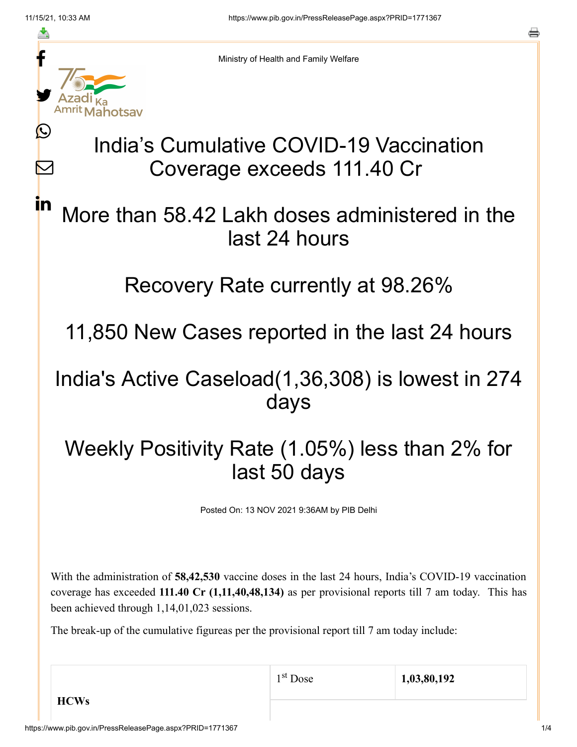Ministry of Health and Family Welfare

# India's Cumulative COVID-19 Vaccination Coverage exceeds 111.40 Cr

## More than 58.42 Lakh doses administered in the last 24 hours

## Recovery Rate currently at 98.26%

## 11,850 New Cases reported in the last 24 hours

## India's Active Caseload(1,36,308) is lowest in 274 days

## Weekly Positivity Rate (1.05%) less than 2% for last 50 days

Posted On: 13 NOV 2021 9:36AM by PIB Delhi

With the administration of **58,42,530** vaccine doses in the last 24 hours, India's COVID-19 vaccination coverage has exceeded **111.40 Cr (1,11,40,48,134)** as per provisional reports till 7 am today. This has been achieved through 1,14,01,023 sessions.

The break-up of the cumulative figureas per the provisional report till 7 am today include:

| **HCWs** | 1st Dose | **1,03,80,192** |
|---|---|---|
| | | |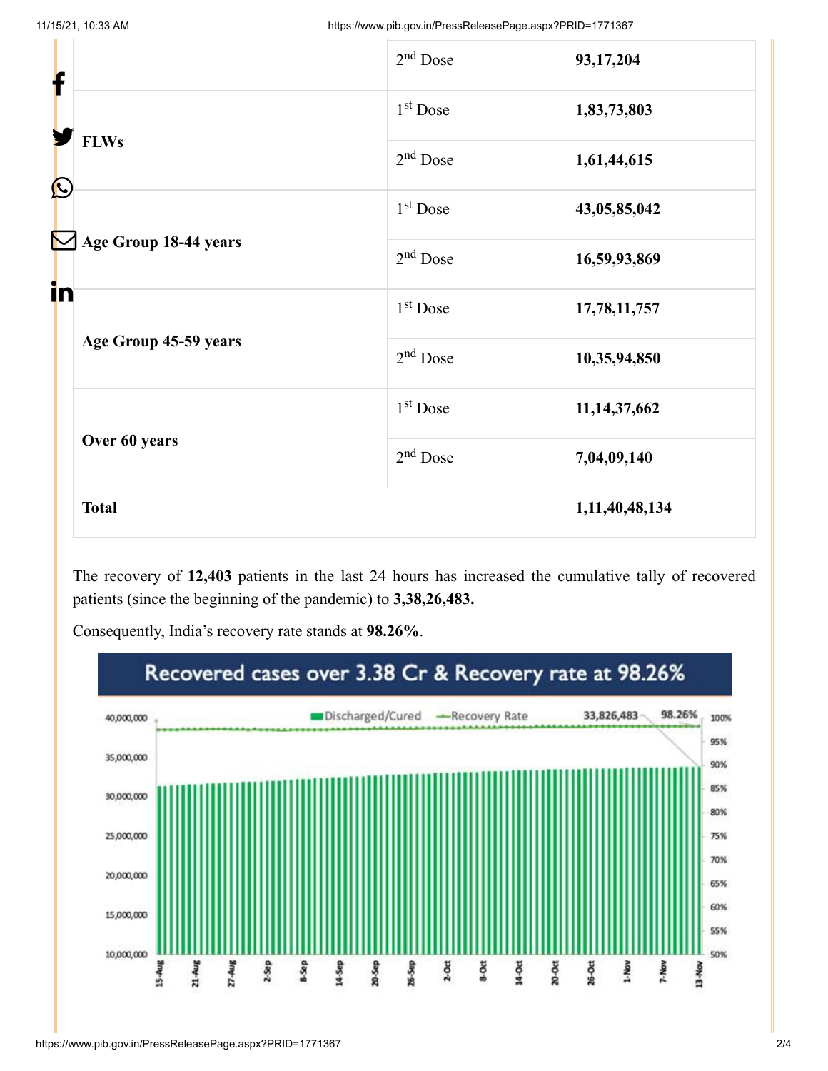| | 2nd Dose | 93,17,204 |
|---|---|---|
| FLWs | 1st Dose | 1,83,73,803 |
| | 2nd Dose | 1,61,44,615 |
| Age Group 18-44 years | 1st Dose | 43,05,85,042 |
| | 2nd Dose | 16,59,93,869 |
| Age Group 45-59 years | 1st Dose | 17,78,11,757 |
| | 2nd Dose | 10,35,94,850 |
| Over 60 years | 1st Dose | 11,14,37,662 |
| | 2nd Dose | 7,04,09,140 |
| **Total** | | **1,11,40,48,134** |

The recovery of **12,403** patients in the last 24 hours has increased the cumulative tally of recovered patients (since the beginning of the pandemic) to **3,38,26,483.**

Consequently, India's recovery rate stands at **98.26%**.

Recovered cases over 3.38 Cr & Recovery rate at 98.26%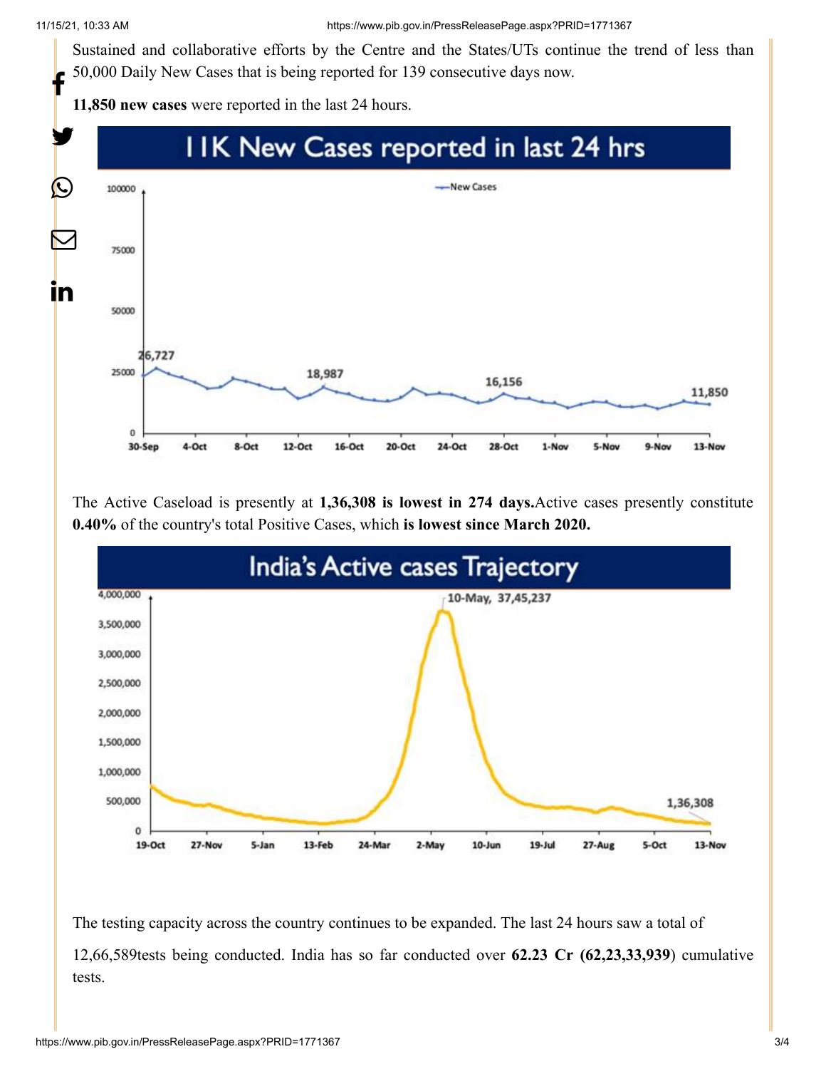Sustained and collaborative efforts by the Centre and the States/UTs continue the trend of less than 50,000 Daily New Cases that is being reported for 139 consecutive days now.

**11,850 new cases** were reported in the last 24 hours.

The Active Caseload is presently at **1,36,308 is lowest in 274 days.** Active cases presently constitute **0.40%** of the country's total Positive Cases, which **is lowest since March 2020.**

The testing capacity across the country continues to be expanded. The last 24 hours saw a total of 12,66,589tests being conducted. India has so far conducted over **62.23 Cr (62,23,33,939)** cumulative tests.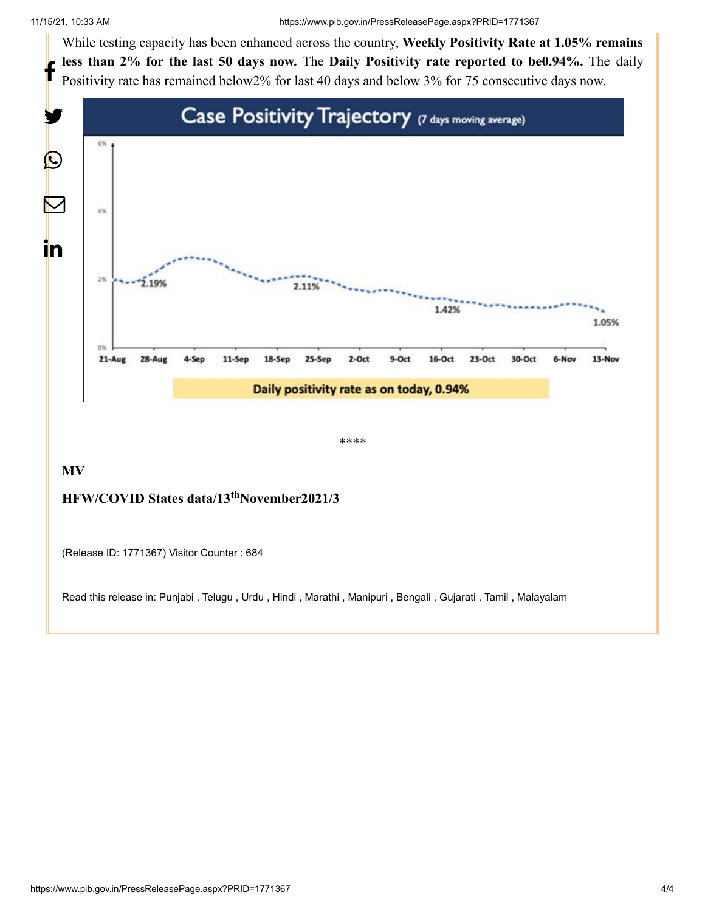While testing capacity has been enhanced across the country, **Weekly Positivity Rate at 1.05% remains less than 2% for the last 50 days now.** The **Daily Positivity rate reported to be0.94%.** The daily Positivity rate has remained below2% for last 40 days and below 3% for 75 consecutive days now.

Case Positivity Trajectory (7 days moving average)

6%

4%

2%

0%

2.19%

2.11%

1.42%

1.05%

21-Aug 28-Aug 4-Sep 11-Sep 18-Sep 25-Sep 2-Oct 9-Oct 16-Oct 23-Oct 30-Oct 6-Nov 13-Nov

Daily positivity rate as on today, 0.94%

****

**MV**

**HFW/COVID States data/13thNovember2021/3**

(Release ID: 1771367) Visitor Counter : 684

Read this release in: Punjabi , Telugu , Urdu , Hindi , Marathi , Manipuri , Bengali , Gujarati , Tamil , Malayalam